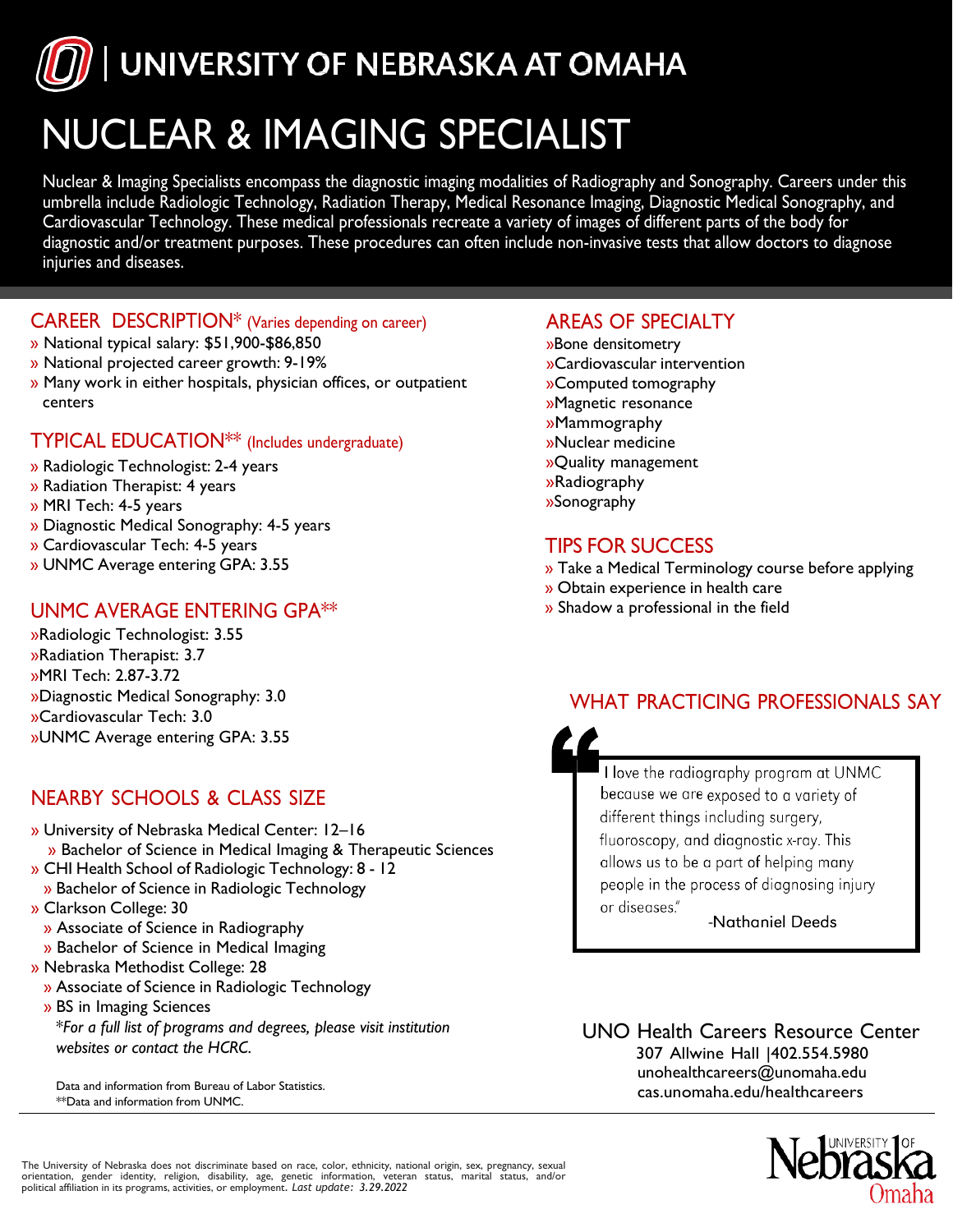# UNIVERSITY OF NEBRASKA AT OMAHA

# NUCLEAR & IMAGING SPECIALIST

Nuclear & Imaging Specialists encompass the diagnostic imaging modalities of Radiography and Sonography. Careers under this umbrella include Radiologic Technology, Radiation Therapy, Medical Resonance Imaging, Diagnostic Medical Sonography, and Cardiovascular Technology. These medical professionals recreate a variety of images of different parts of the body for diagnostic and/or treatment purposes. These procedures can often include non-invasive tests that allow doctors to diagnose injuries and diseases.

## CAREER DESCRIPTION* (Varies depending on career)

- National typical salary: $51,900-$86,850
- National projected career growth: 9-19%
- Many work in either hospitals, physician offices, or outpatient centers

## TYPICAL EDUCATION** (Includes undergraduate)

- Radiologic Technologist: 2-4 years
- Radiation Therapist: 4 years
- MRI Tech: 4-5 years
- Diagnostic Medical Sonography: 4-5 years
- Cardiovascular Tech: 4-5 years
- UNMC Average entering GPA: 3.55

## UNMC AVERAGE ENTERING GPA**

- Radiologic Technologist: 3.55
- Radiation Therapist: 3.7
- MRI Tech: 2.87-3.72
- Diagnostic Medical Sonography: 3.0
- Cardiovascular Tech: 3.0
- UNMC Average entering GPA: 3.55

## NEARBY SCHOOLS & CLASS SIZE

- University of Nebraska Medical Center: 12–16
  - Bachelor of Science in Medical Imaging & Therapeutic Sciences
- CHI Health School of Radiologic Technology: 8 - 12
  - Bachelor of Science in Radiologic Technology
- Clarkson College: 30
  - Associate of Science in Radiography
  - Bachelor of Science in Medical Imaging
- Nebraska Methodist College: 28
  - Associate of Science in Radiologic Technology
  - BS in Imaging Sciences

*\*For a full list of programs and degrees, please visit institution websites or contact the HCRC.*

Data and information from Bureau of Labor Statistics.
**Data and information from UNMC.

## AREAS OF SPECIALTY

- Bone densitometry
- Cardiovascular intervention
- Computed tomography
- Magnetic resonance
- Mammography
- Nuclear medicine
- Quality management
- Radiography
- Sonography

## TIPS FOR SUCCESS

- Take a Medical Terminology course before applying
- Obtain experience in health care
- Shadow a professional in the field

## WHAT PRACTICING PROFESSIONALS SAY

> "I love the radiography program at UNMC because we are exposed to a variety of different things including surgery, fluoroscopy, and diagnostic x-ray. This allows us to be a part of helping many people in the process of diagnosing injury or diseases."
>
> -Nathaniel Deeds

**UNO Health Careers Resource Center**
307 Allwine Hall |402.554.5980
unohealthcareers@unomaha.edu
cas.unomaha.edu/healthcareers

The University of Nebraska does not discriminate based on race, color, ethnicity, national origin, sex, pregnancy, sexual orientation, gender identity, religion, disability, age, genetic information, veteran status, marital status, and/or political affiliation in its programs, activities, or employment. *Last update: 3.29.2022*

University of Nebraska Omaha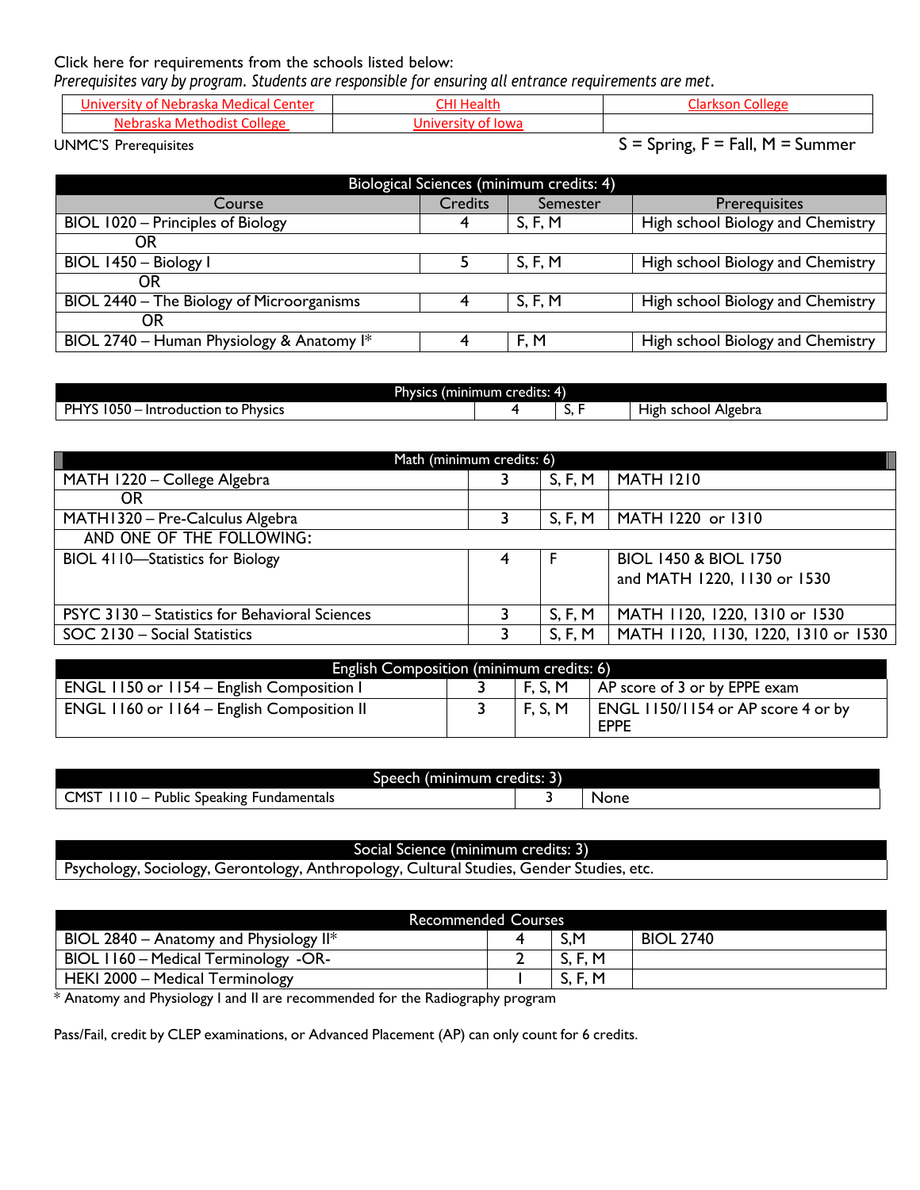Click here for requirements from the schools listed below:

*Prerequisites vary by program. Students are responsible for ensuring all entrance requirements are met.*

| | | |
|---|---|---|
| University of Nebraska Medical Center | CHI Health | Clarkson College |
| Nebraska Methodist College | University of Iowa | |

UNMC'S Prerequisites

S = Spring, F = Fall, M = Summer

| Biological Sciences (minimum credits: 4) | | | |
|---|---|---|---|
| Course | Credits | Semester | Prerequisites |
| BIOL 1020 – Principles of Biology | 4 | S, F, M | High school Biology and Chemistry |
| OR | | | |
| BIOL 1450 – Biology I | 5 | S, F, M | High school Biology and Chemistry |
| OR | | | |
| BIOL 2440 – The Biology of Microorganisms | 4 | S, F, M | High school Biology and Chemistry |
| OR | | | |
| BIOL 2740 – Human Physiology & Anatomy I* | 4 | F, M | High school Biology and Chemistry |

| Physics (minimum credits: 4) | | | |
|---|---|---|---|
| PHYS 1050 – Introduction to Physics | 4 | S, F | High school Algebra |

| Math (minimum credits: 6) | | | |
|---|---|---|---|
| MATH 1220 – College Algebra | 3 | S, F, M | MATH 1210 |
| OR | | | |
| MATH1320 – Pre-Calculus Algebra | 3 | S, F, M | MATH 1220 or 1310 |
| AND ONE OF THE FOLLOWING: | | | |
| BIOL 4110—Statistics for Biology | 4 | F | BIOL 1450 & BIOL 1750 and MATH 1220, 1130 or 1530 |
| PSYC 3130 – Statistics for Behavioral Sciences | 3 | S, F, M | MATH 1120, 1220, 1310 or 1530 |
| SOC 2130 – Social Statistics | 3 | S, F, M | MATH 1120, 1130, 1220, 1310 or 1530 |

| English Composition (minimum credits: 6) | | | |
|---|---|---|---|
| ENGL 1150 or 1154 – English Composition I | 3 | F, S, M | AP score of 3 or by EPPE exam |
| ENGL 1160 or 1164 – English Composition II | 3 | F, S, M | ENGL 1150/1154 or AP score 4 or by EPPE |

| Speech (minimum credits: 3) | | |
|---|---|---|
| CMST 1110 – Public Speaking Fundamentals | 3 | None |

| Social Science (minimum credits: 3) |
|---|
| Psychology, Sociology, Gerontology, Anthropology, Cultural Studies, Gender Studies, etc. |

| Recommended Courses | | | |
|---|---|---|---|
| BIOL 2840 – Anatomy and Physiology II* | 4 | S,M | BIOL 2740 |
| BIOL 1160 – Medical Terminology -OR- | 2 | S, F, M | |
| HEKI 2000 – Medical Terminology | 1 | S, F, M | |

\* Anatomy and Physiology I and II are recommended for the Radiography program

Pass/Fail, credit by CLEP examinations, or Advanced Placement (AP) can only count for 6 credits.